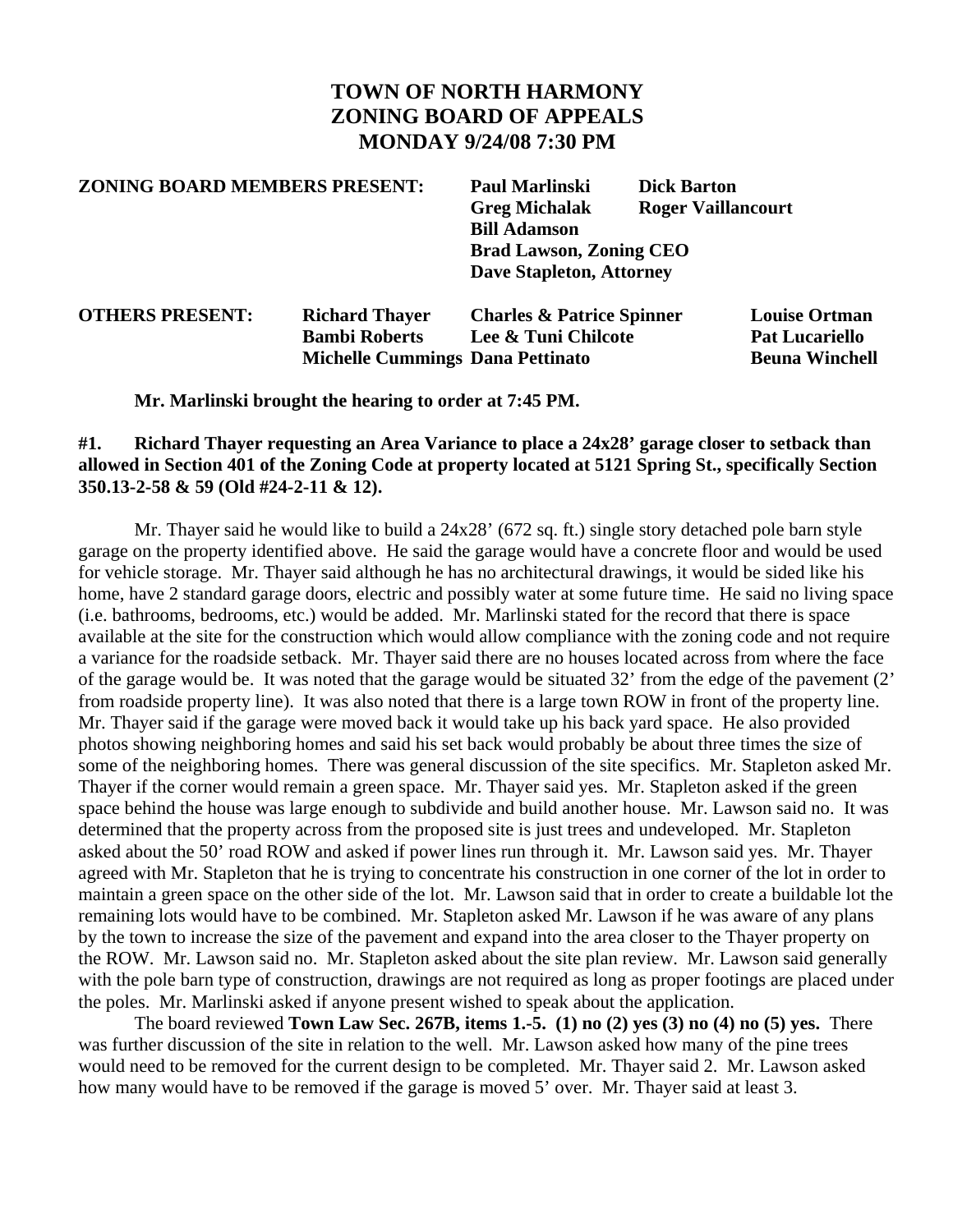# TOWN OF NORTH HARMONY
# ZONING BOARD OF APPEALS
# MONDAY 9/24/08 7:30 PM

| | | |
|---|---|---|
| **ZONING BOARD MEMBERS PRESENT:** | **Paul Marlinski** | **Dick Barton** |
| | **Greg Michalak** | **Roger Vaillancourt** |
| | **Bill Adamson** | |
| | **Brad Lawson, Zoning CEO** | |
| | **Dave Stapleton, Attorney** | |

| | | | |
|---|---|---|---|
| **OTHERS PRESENT:** | **Richard Thayer** | **Charles & Patrice Spinner** | **Louise Ortman** |
| | **Bambi Roberts** | **Lee & Tuni Chilcote** | **Pat Lucariello** |
| | **Michelle Cummings** | **Dana Pettinato** | **Beuna Winchell** |

**Mr. Marlinski brought the hearing to order at 7:45 PM.**

**#1. Richard Thayer requesting an Area Variance to place a 24x28' garage closer to setback than allowed in Section 401 of the Zoning Code at property located at 5121 Spring St., specifically Section 350.13-2-58 & 59 (Old #24-2-11 & 12).**

Mr. Thayer said he would like to build a 24x28' (672 sq. ft.) single story detached pole barn style garage on the property identified above. He said the garage would have a concrete floor and would be used for vehicle storage. Mr. Thayer said although he has no architectural drawings, it would be sided like his home, have 2 standard garage doors, electric and possibly water at some future time. He said no living space (i.e. bathrooms, bedrooms, etc.) would be added. Mr. Marlinski stated for the record that there is space available at the site for the construction which would allow compliance with the zoning code and not require a variance for the roadside setback. Mr. Thayer said there are no houses located across from where the face of the garage would be. It was noted that the garage would be situated 32' from the edge of the pavement (2' from roadside property line). It was also noted that there is a large town ROW in front of the property line. Mr. Thayer said if the garage were moved back it would take up his back yard space. He also provided photos showing neighboring homes and said his set back would probably be about three times the size of some of the neighboring homes. There was general discussion of the site specifics. Mr. Stapleton asked Mr. Thayer if the corner would remain a green space. Mr. Thayer said yes. Mr. Stapleton asked if the green space behind the house was large enough to subdivide and build another house. Mr. Lawson said no. It was determined that the property across from the proposed site is just trees and undeveloped. Mr. Stapleton asked about the 50' road ROW and asked if power lines run through it. Mr. Lawson said yes. Mr. Thayer agreed with Mr. Stapleton that he is trying to concentrate his construction in one corner of the lot in order to maintain a green space on the other side of the lot. Mr. Lawson said that in order to create a buildable lot the remaining lots would have to be combined. Mr. Stapleton asked Mr. Lawson if he was aware of any plans by the town to increase the size of the pavement and expand into the area closer to the Thayer property on the ROW. Mr. Lawson said no. Mr. Stapleton asked about the site plan review. Mr. Lawson said generally with the pole barn type of construction, drawings are not required as long as proper footings are placed under the poles. Mr. Marlinski asked if anyone present wished to speak about the application.

The board reviewed **Town Law Sec. 267B, items 1.-5. (1) no (2) yes (3) no (4) no (5) yes.** There was further discussion of the site in relation to the well. Mr. Lawson asked how many of the pine trees would need to be removed for the current design to be completed. Mr. Thayer said 2. Mr. Lawson asked how many would have to be removed if the garage is moved 5' over. Mr. Thayer said at least 3.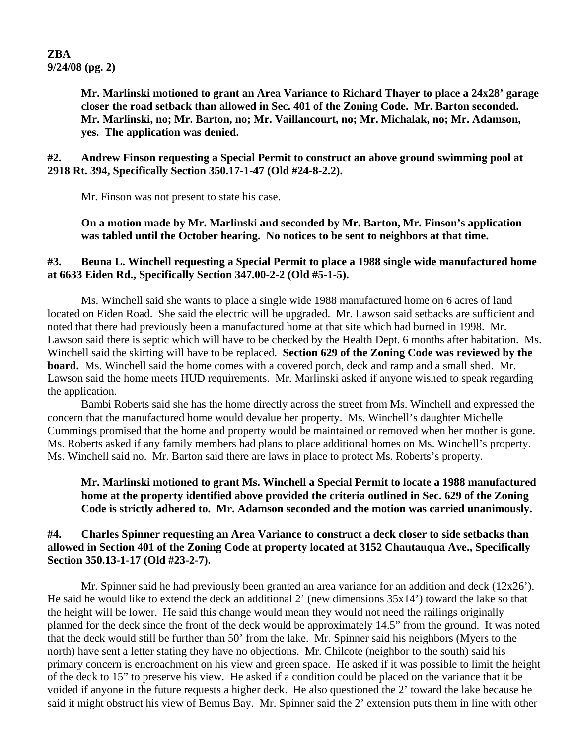**ZBA**
**9/24/08 (pg. 2)**

**Mr. Marlinski motioned to grant an Area Variance to Richard Thayer to place a 24x28' garage closer the road setback than allowed in Sec. 401 of the Zoning Code. Mr. Barton seconded. Mr. Marlinski, no; Mr. Barton, no; Mr. Vaillancourt, no; Mr. Michalak, no; Mr. Adamson, yes. The application was denied.**

**#2. Andrew Finson requesting a Special Permit to construct an above ground swimming pool at 2918 Rt. 394, Specifically Section 350.17-1-47 (Old #24-8-2.2).**

Mr. Finson was not present to state his case.

**On a motion made by Mr. Marlinski and seconded by Mr. Barton, Mr. Finson's application was tabled until the October hearing. No notices to be sent to neighbors at that time.**

**#3. Beuna L. Winchell requesting a Special Permit to place a 1988 single wide manufactured home at 6633 Eiden Rd., Specifically Section 347.00-2-2 (Old #5-1-5).**

Ms. Winchell said she wants to place a single wide 1988 manufactured home on 6 acres of land located on Eiden Road. She said the electric will be upgraded. Mr. Lawson said setbacks are sufficient and noted that there had previously been a manufactured home at that site which had burned in 1998. Mr. Lawson said there is septic which will have to be checked by the Health Dept. 6 months after habitation. Ms. Winchell said the skirting will have to be replaced. **Section 629 of the Zoning Code was reviewed by the board.** Ms. Winchell said the home comes with a covered porch, deck and ramp and a small shed. Mr. Lawson said the home meets HUD requirements. Mr. Marlinski asked if anyone wished to speak regarding the application.

Bambi Roberts said she has the home directly across the street from Ms. Winchell and expressed the concern that the manufactured home would devalue her property. Ms. Winchell's daughter Michelle Cummings promised that the home and property would be maintained or removed when her mother is gone. Ms. Roberts asked if any family members had plans to place additional homes on Ms. Winchell's property. Ms. Winchell said no. Mr. Barton said there are laws in place to protect Ms. Roberts's property.

**Mr. Marlinski motioned to grant Ms. Winchell a Special Permit to locate a 1988 manufactured home at the property identified above provided the criteria outlined in Sec. 629 of the Zoning Code is strictly adhered to. Mr. Adamson seconded and the motion was carried unanimously.**

**#4. Charles Spinner requesting an Area Variance to construct a deck closer to side setbacks than allowed in Section 401 of the Zoning Code at property located at 3152 Chautauqua Ave., Specifically Section 350.13-1-17 (Old #23-2-7).**

Mr. Spinner said he had previously been granted an area variance for an addition and deck (12x26'). He said he would like to extend the deck an additional 2' (new dimensions 35x14') toward the lake so that the height will be lower. He said this change would mean they would not need the railings originally planned for the deck since the front of the deck would be approximately 14.5" from the ground. It was noted that the deck would still be further than 50' from the lake. Mr. Spinner said his neighbors (Myers to the north) have sent a letter stating they have no objections. Mr. Chilcote (neighbor to the south) said his primary concern is encroachment on his view and green space. He asked if it was possible to limit the height of the deck to 15" to preserve his view. He asked if a condition could be placed on the variance that it be voided if anyone in the future requests a higher deck. He also questioned the 2' toward the lake because he said it might obstruct his view of Bemus Bay. Mr. Spinner said the 2' extension puts them in line with other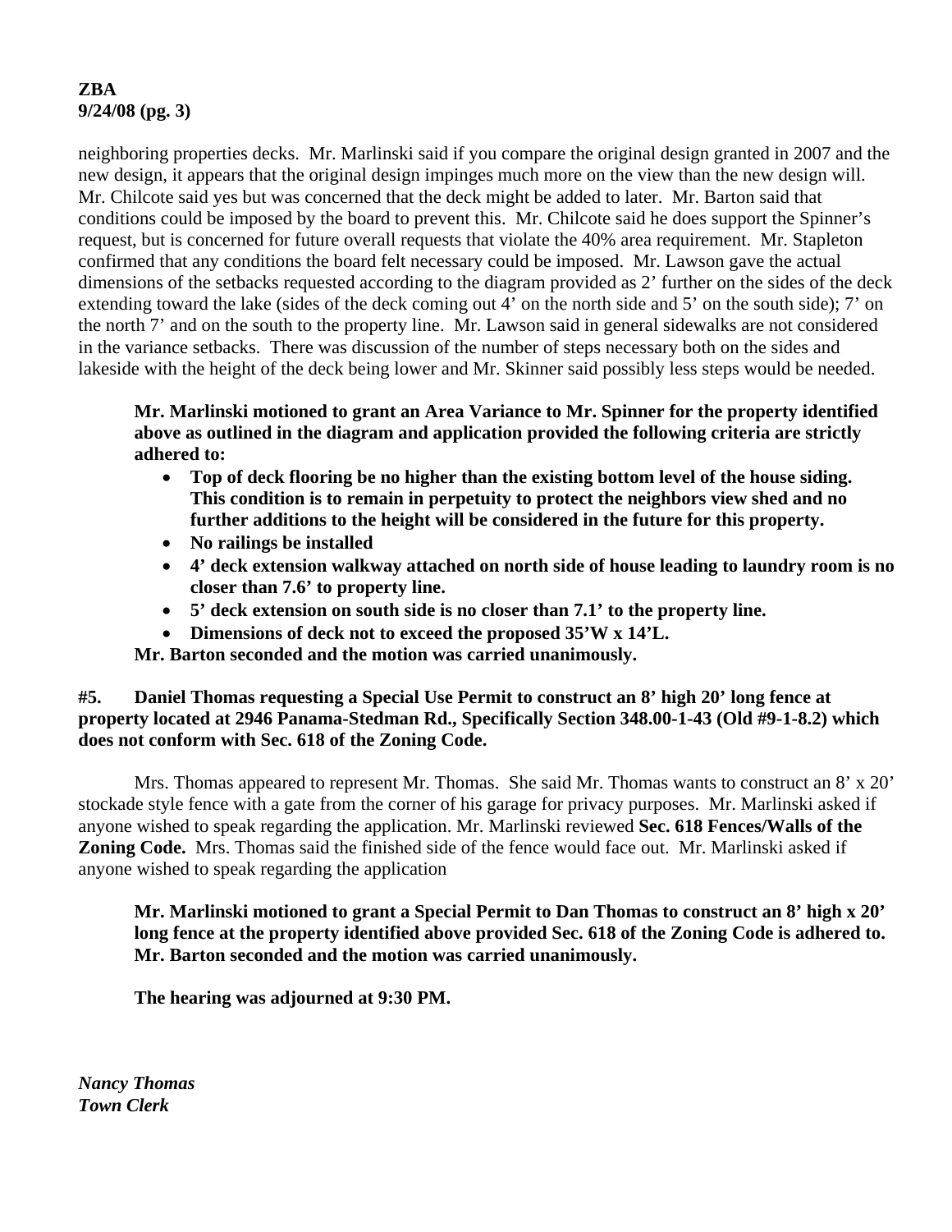neighboring properties decks. Mr. Marlinski said if you compare the original design granted in 2007 and the new design, it appears that the original design impinges much more on the view than the new design will. Mr. Chilcote said yes but was concerned that the deck might be added to later. Mr. Barton said that conditions could be imposed by the board to prevent this. Mr. Chilcote said he does support the Spinner's request, but is concerned for future overall requests that violate the 40% area requirement. Mr. Stapleton confirmed that any conditions the board felt necessary could be imposed. Mr. Lawson gave the actual dimensions of the setbacks requested according to the diagram provided as 2' further on the sides of the deck extending toward the lake (sides of the deck coming out 4' on the north side and 5' on the south side); 7' on the north 7' and on the south to the property line. Mr. Lawson said in general sidewalks are not considered in the variance setbacks. There was discussion of the number of steps necessary both on the sides and lakeside with the height of the deck being lower and Mr. Skinner said possibly less steps would be needed.

**Mr. Marlinski motioned to grant an Area Variance to Mr. Spinner for the property identified above as outlined in the diagram and application provided the following criteria are strictly adhered to:**

- **Top of deck flooring be no higher than the existing bottom level of the house siding. This condition is to remain in perpetuity to protect the neighbors view shed and no further additions to the height will be considered in the future for this property.**
- **No railings be installed**
- **4' deck extension walkway attached on north side of house leading to laundry room is no closer than 7.6' to property line.**
- **5' deck extension on south side is no closer than 7.1' to the property line.**
- **Dimensions of deck not to exceed the proposed 35'W x 14'L.**

**Mr. Barton seconded and the motion was carried unanimously.**

**#5. Daniel Thomas requesting a Special Use Permit to construct an 8' high 20' long fence at property located at 2946 Panama-Stedman Rd., Specifically Section 348.00-1-43 (Old #9-1-8.2) which does not conform with Sec. 618 of the Zoning Code.**

Mrs. Thomas appeared to represent Mr. Thomas. She said Mr. Thomas wants to construct an 8' x 20' stockade style fence with a gate from the corner of his garage for privacy purposes. Mr. Marlinski asked if anyone wished to speak regarding the application. Mr. Marlinski reviewed **Sec. 618 Fences/Walls of the Zoning Code.** Mrs. Thomas said the finished side of the fence would face out. Mr. Marlinski asked if anyone wished to speak regarding the application

**Mr. Marlinski motioned to grant a Special Permit to Dan Thomas to construct an 8' high x 20' long fence at the property identified above provided Sec. 618 of the Zoning Code is adhered to. Mr. Barton seconded and the motion was carried unanimously.**

**The hearing was adjourned at 9:30 PM.**

***Nancy Thomas***
***Town Clerk***